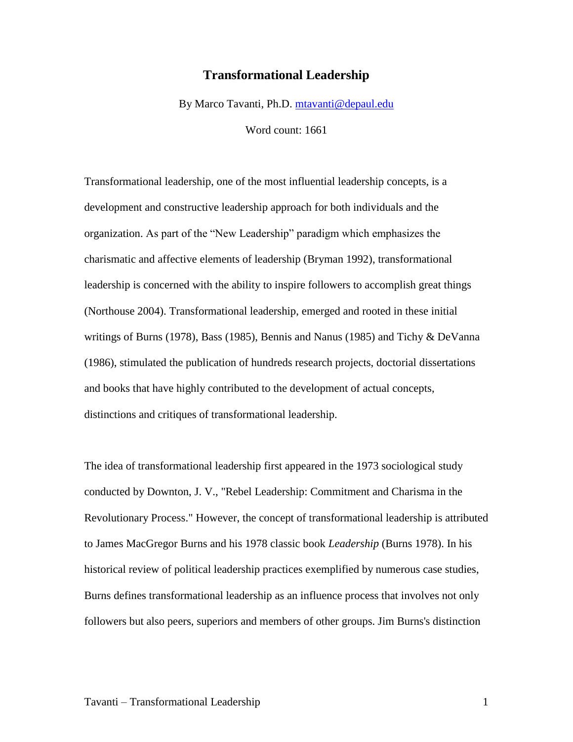# Transformational Leadership

By Marco Tavanti, Ph.D. mtavanti@depaul.edu

Word count: 1661

Transformational leadership, one of the most influential leadership concepts, is a development and constructive leadership approach for both individuals and the organization. As part of the "New Leadership" paradigm which emphasizes the charismatic and affective elements of leadership (Bryman 1992), transformational leadership is concerned with the ability to inspire followers to accomplish great things (Northouse 2004). Transformational leadership, emerged and rooted in these initial writings of Burns (1978), Bass (1985), Bennis and Nanus (1985) and Tichy & DeVanna (1986), stimulated the publication of hundreds research projects, doctorial dissertations and books that have highly contributed to the development of actual concepts, distinctions and critiques of transformational leadership.

The idea of transformational leadership first appeared in the 1973 sociological study conducted by Downton, J. V., "Rebel Leadership: Commitment and Charisma in the Revolutionary Process." However, the concept of transformational leadership is attributed to James MacGregor Burns and his 1978 classic book *Leadership* (Burns 1978). In his historical review of political leadership practices exemplified by numerous case studies, Burns defines transformational leadership as an influence process that involves not only followers but also peers, superiors and members of other groups. Jim Burns's distinction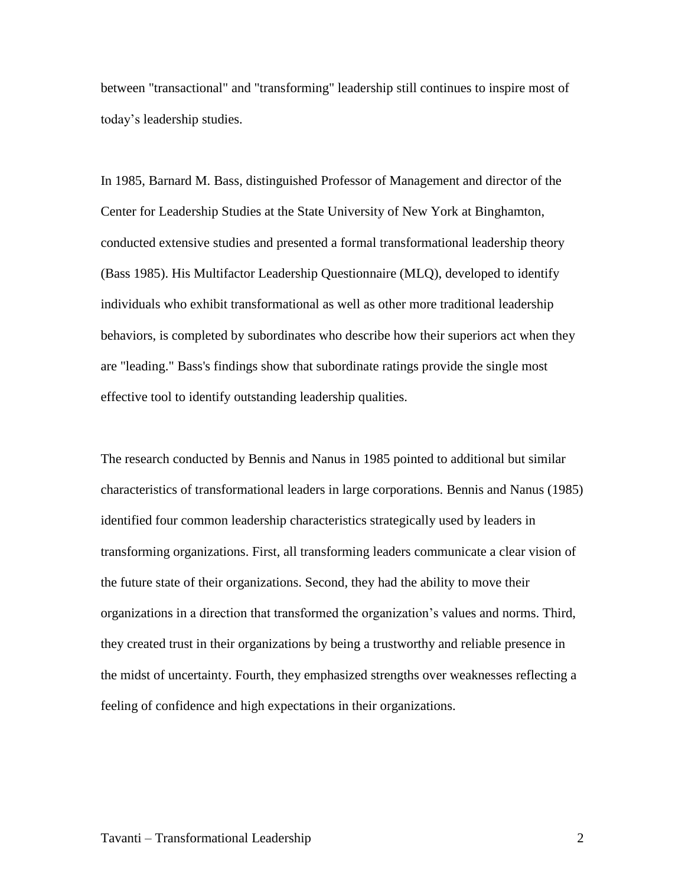between "transactional" and "transforming" leadership still continues to inspire most of today's leadership studies.

In 1985, Barnard M. Bass, distinguished Professor of Management and director of the Center for Leadership Studies at the State University of New York at Binghamton, conducted extensive studies and presented a formal transformational leadership theory (Bass 1985). His Multifactor Leadership Questionnaire (MLQ), developed to identify individuals who exhibit transformational as well as other more traditional leadership behaviors, is completed by subordinates who describe how their superiors act when they are "leading." Bass's findings show that subordinate ratings provide the single most effective tool to identify outstanding leadership qualities.

The research conducted by Bennis and Nanus in 1985 pointed to additional but similar characteristics of transformational leaders in large corporations. Bennis and Nanus (1985) identified four common leadership characteristics strategically used by leaders in transforming organizations. First, all transforming leaders communicate a clear vision of the future state of their organizations. Second, they had the ability to move their organizations in a direction that transformed the organization's values and norms. Third, they created trust in their organizations by being a trustworthy and reliable presence in the midst of uncertainty. Fourth, they emphasized strengths over weaknesses reflecting a feeling of confidence and high expectations in their organizations.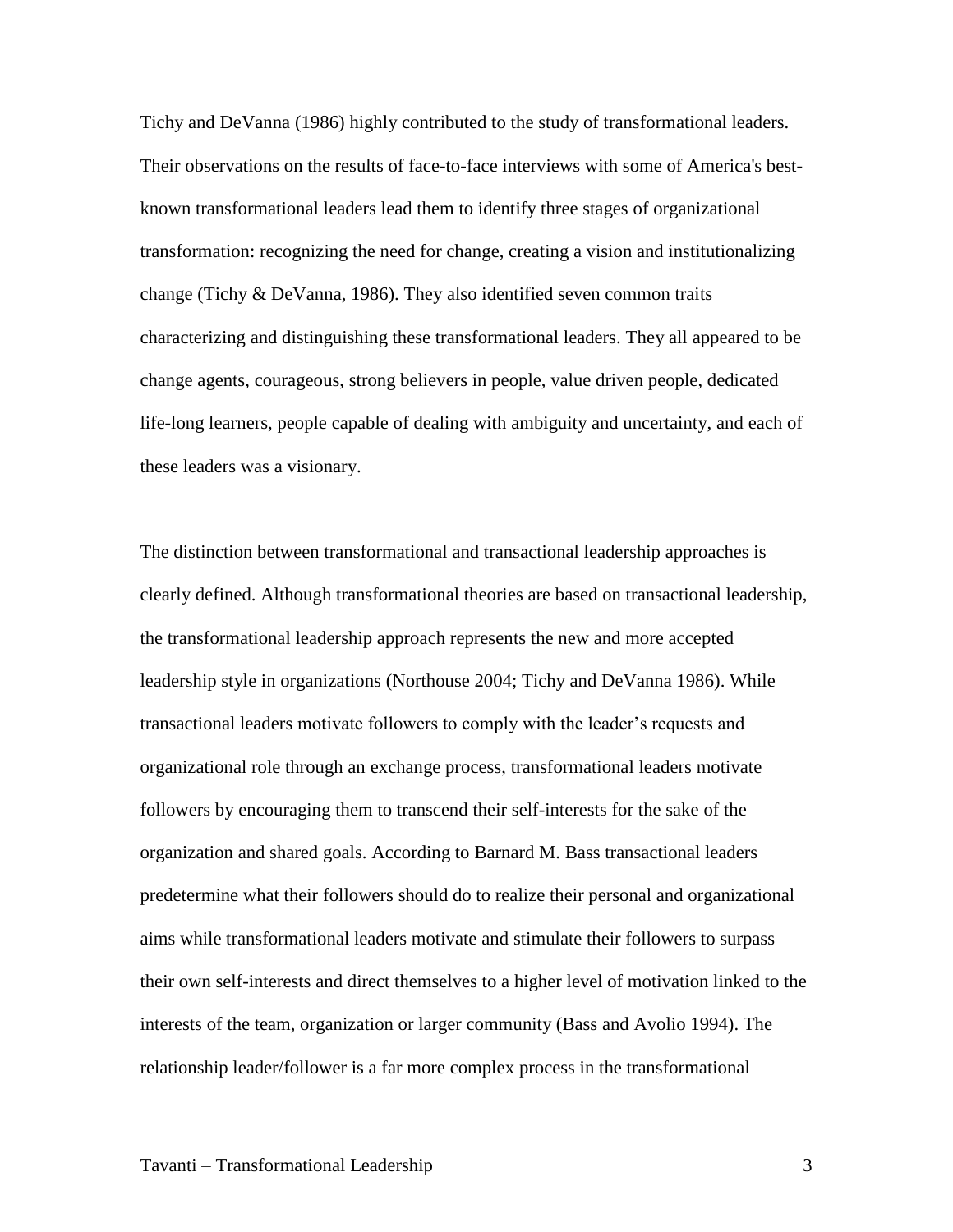Tichy and DeVanna (1986) highly contributed to the study of transformational leaders. Their observations on the results of face-to-face interviews with some of America's best-known transformational leaders lead them to identify three stages of organizational transformation: recognizing the need for change, creating a vision and institutionalizing change (Tichy & DeVanna, 1986). They also identified seven common traits characterizing and distinguishing these transformational leaders. They all appeared to be change agents, courageous, strong believers in people, value driven people, dedicated life-long learners, people capable of dealing with ambiguity and uncertainty, and each of these leaders was a visionary.

The distinction between transformational and transactional leadership approaches is clearly defined. Although transformational theories are based on transactional leadership, the transformational leadership approach represents the new and more accepted leadership style in organizations (Northouse 2004; Tichy and DeVanna 1986). While transactional leaders motivate followers to comply with the leader's requests and organizational role through an exchange process, transformational leaders motivate followers by encouraging them to transcend their self-interests for the sake of the organization and shared goals. According to Barnard M. Bass transactional leaders predetermine what their followers should do to realize their personal and organizational aims while transformational leaders motivate and stimulate their followers to surpass their own self-interests and direct themselves to a higher level of motivation linked to the interests of the team, organization or larger community (Bass and Avolio 1994). The relationship leader/follower is a far more complex process in the transformational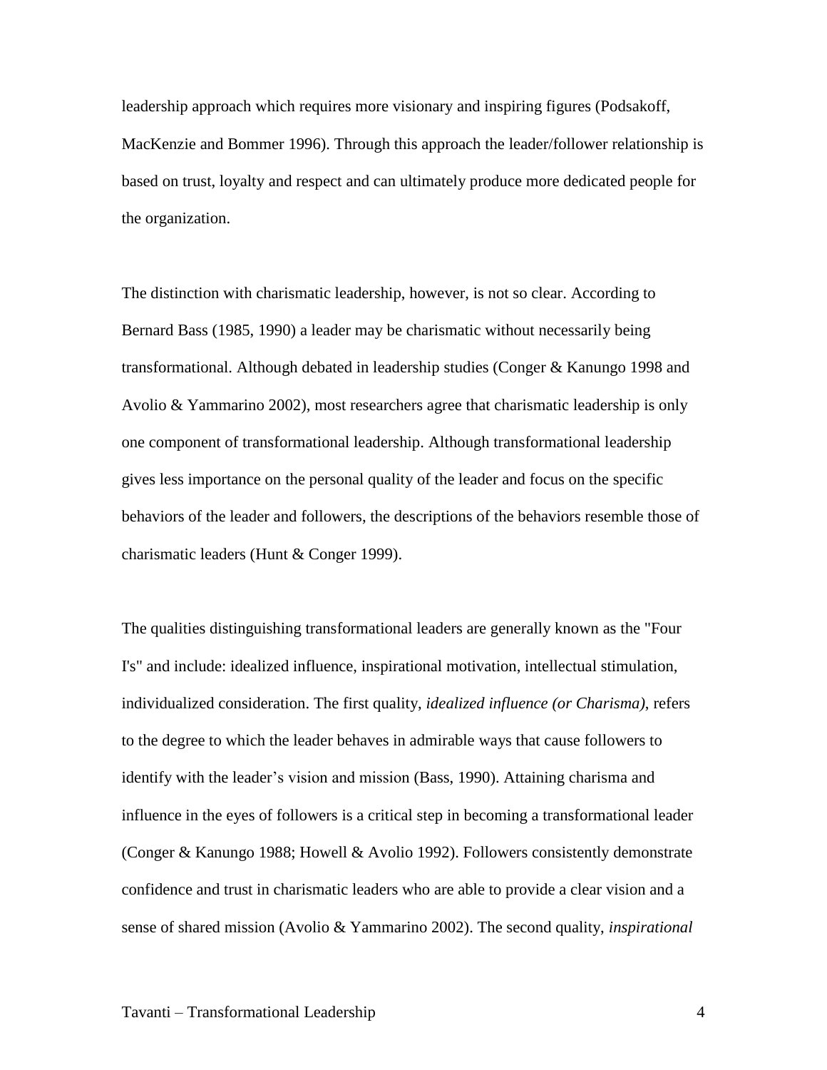leadership approach which requires more visionary and inspiring figures (Podsakoff, MacKenzie and Bommer 1996). Through this approach the leader/follower relationship is based on trust, loyalty and respect and can ultimately produce more dedicated people for the organization.

The distinction with charismatic leadership, however, is not so clear. According to Bernard Bass (1985, 1990) a leader may be charismatic without necessarily being transformational. Although debated in leadership studies (Conger & Kanungo 1998 and Avolio & Yammarino 2002), most researchers agree that charismatic leadership is only one component of transformational leadership. Although transformational leadership gives less importance on the personal quality of the leader and focus on the specific behaviors of the leader and followers, the descriptions of the behaviors resemble those of charismatic leaders (Hunt & Conger 1999).

The qualities distinguishing transformational leaders are generally known as the "Four I's" and include: idealized influence, inspirational motivation, intellectual stimulation, individualized consideration. The first quality, *idealized influence (or Charisma)*, refers to the degree to which the leader behaves in admirable ways that cause followers to identify with the leader's vision and mission (Bass, 1990). Attaining charisma and influence in the eyes of followers is a critical step in becoming a transformational leader (Conger & Kanungo 1988; Howell & Avolio 1992). Followers consistently demonstrate confidence and trust in charismatic leaders who are able to provide a clear vision and a sense of shared mission (Avolio & Yammarino 2002). The second quality, *inspirational*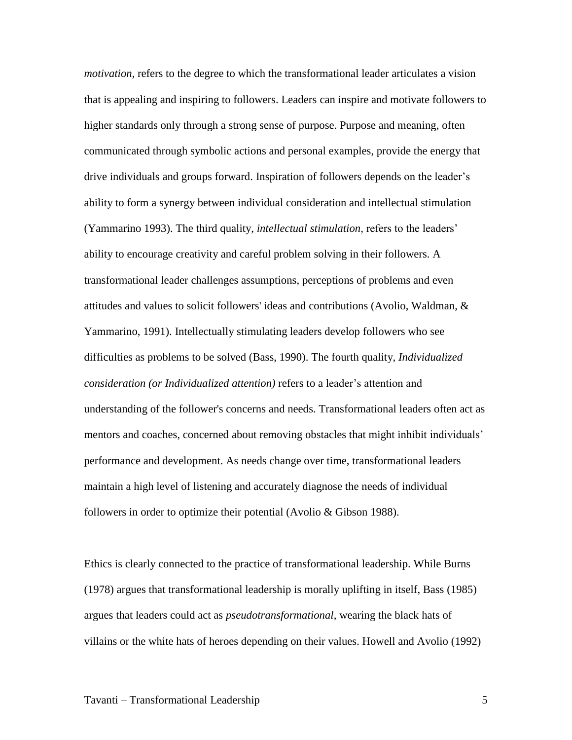*motivation,* refers to the degree to which the transformational leader articulates a vision that is appealing and inspiring to followers. Leaders can inspire and motivate followers to higher standards only through a strong sense of purpose. Purpose and meaning, often communicated through symbolic actions and personal examples, provide the energy that drive individuals and groups forward. Inspiration of followers depends on the leader's ability to form a synergy between individual consideration and intellectual stimulation (Yammarino 1993). The third quality, *intellectual stimulation,* refers to the leaders' ability to encourage creativity and careful problem solving in their followers. A transformational leader challenges assumptions, perceptions of problems and even attitudes and values to solicit followers' ideas and contributions (Avolio, Waldman, & Yammarino, 1991). Intellectually stimulating leaders develop followers who see difficulties as problems to be solved (Bass, 1990). The fourth quality, *Individualized consideration (or Individualized attention)* refers to a leader's attention and understanding of the follower's concerns and needs. Transformational leaders often act as mentors and coaches, concerned about removing obstacles that might inhibit individuals' performance and development. As needs change over time, transformational leaders maintain a high level of listening and accurately diagnose the needs of individual followers in order to optimize their potential (Avolio & Gibson 1988).

Ethics is clearly connected to the practice of transformational leadership. While Burns (1978) argues that transformational leadership is morally uplifting in itself, Bass (1985) argues that leaders could act as *pseudotransformational*, wearing the black hats of villains or the white hats of heroes depending on their values. Howell and Avolio (1992)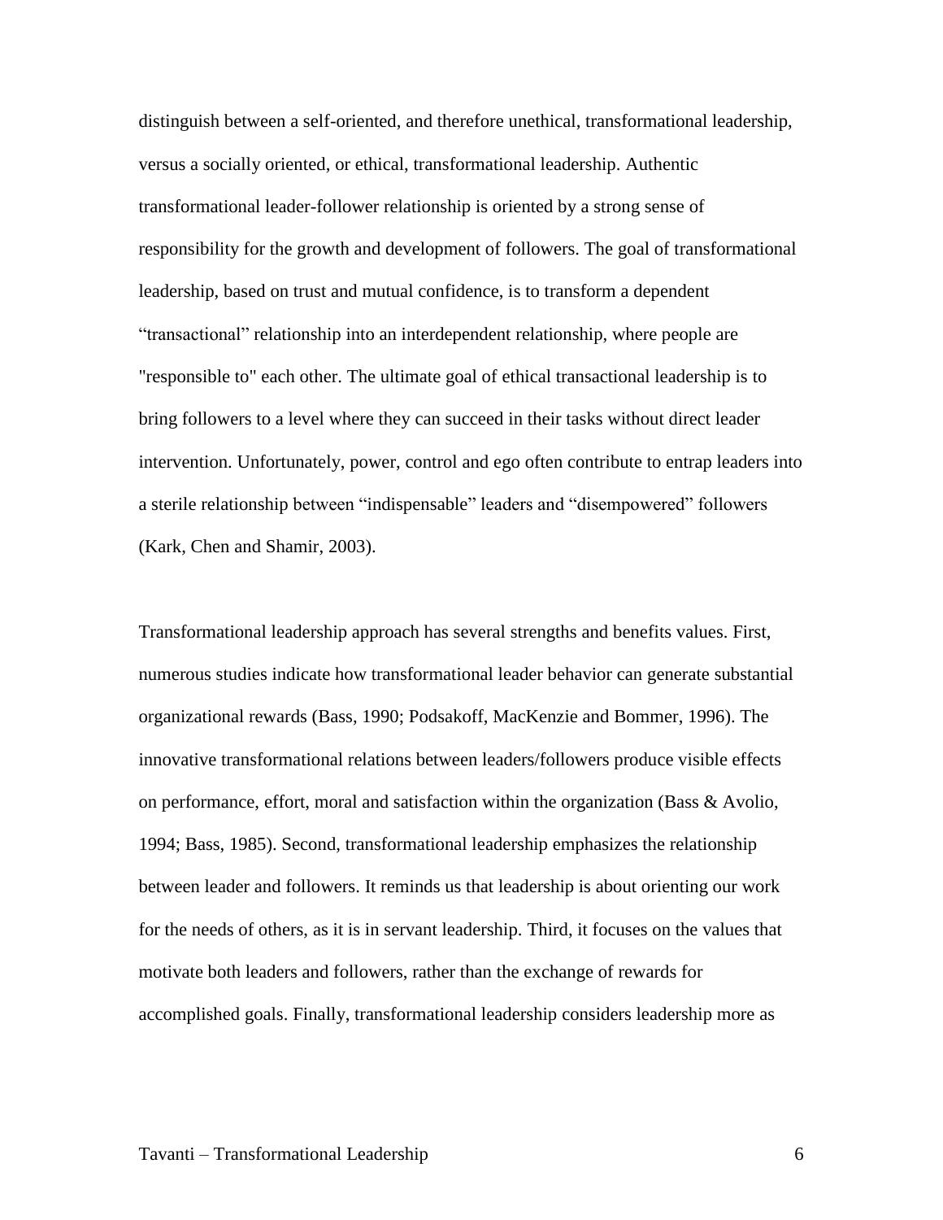distinguish between a self-oriented, and therefore unethical, transformational leadership, versus a socially oriented, or ethical, transformational leadership. Authentic transformational leader-follower relationship is oriented by a strong sense of responsibility for the growth and development of followers. The goal of transformational leadership, based on trust and mutual confidence, is to transform a dependent "transactional" relationship into an interdependent relationship, where people are "responsible to" each other. The ultimate goal of ethical transactional leadership is to bring followers to a level where they can succeed in their tasks without direct leader intervention. Unfortunately, power, control and ego often contribute to entrap leaders into a sterile relationship between "indispensable" leaders and "disempowered" followers (Kark, Chen and Shamir, 2003).

Transformational leadership approach has several strengths and benefits values. First, numerous studies indicate how transformational leader behavior can generate substantial organizational rewards (Bass, 1990; Podsakoff, MacKenzie and Bommer, 1996). The innovative transformational relations between leaders/followers produce visible effects on performance, effort, moral and satisfaction within the organization (Bass & Avolio, 1994; Bass, 1985). Second, transformational leadership emphasizes the relationship between leader and followers. It reminds us that leadership is about orienting our work for the needs of others, as it is in servant leadership. Third, it focuses on the values that motivate both leaders and followers, rather than the exchange of rewards for accomplished goals. Finally, transformational leadership considers leadership more as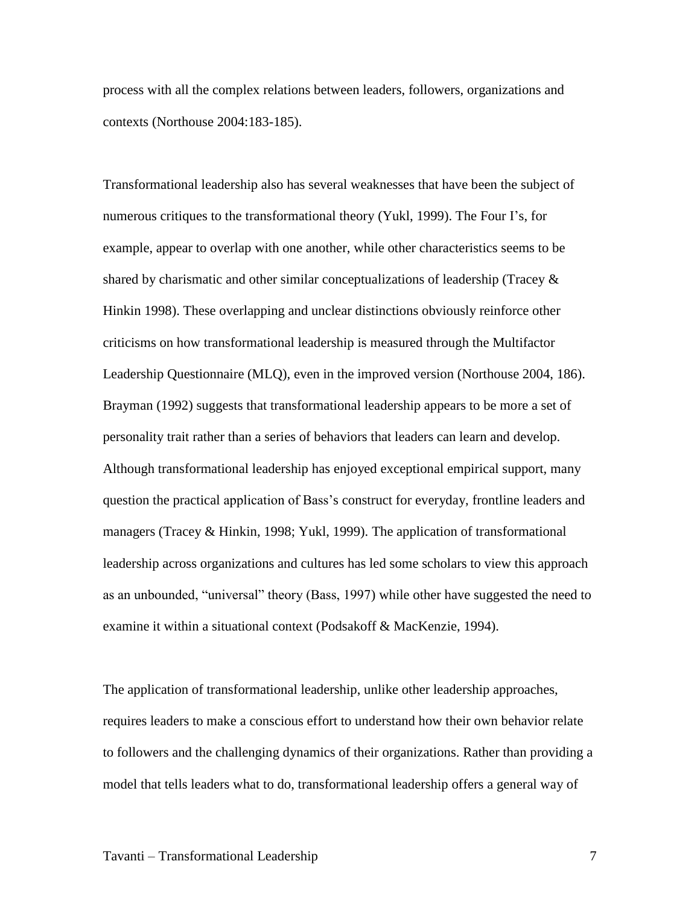process with all the complex relations between leaders, followers, organizations and contexts (Northouse 2004:183-185).

Transformational leadership also has several weaknesses that have been the subject of numerous critiques to the transformational theory (Yukl, 1999). The Four I's, for example, appear to overlap with one another, while other characteristics seems to be shared by charismatic and other similar conceptualizations of leadership (Tracey & Hinkin 1998). These overlapping and unclear distinctions obviously reinforce other criticisms on how transformational leadership is measured through the Multifactor Leadership Questionnaire (MLQ), even in the improved version (Northouse 2004, 186). Brayman (1992) suggests that transformational leadership appears to be more a set of personality trait rather than a series of behaviors that leaders can learn and develop. Although transformational leadership has enjoyed exceptional empirical support, many question the practical application of Bass's construct for everyday, frontline leaders and managers (Tracey & Hinkin, 1998; Yukl, 1999). The application of transformational leadership across organizations and cultures has led some scholars to view this approach as an unbounded, "universal" theory (Bass, 1997) while other have suggested the need to examine it within a situational context (Podsakoff & MacKenzie, 1994).

The application of transformational leadership, unlike other leadership approaches, requires leaders to make a conscious effort to understand how their own behavior relate to followers and the challenging dynamics of their organizations. Rather than providing a model that tells leaders what to do, transformational leadership offers a general way of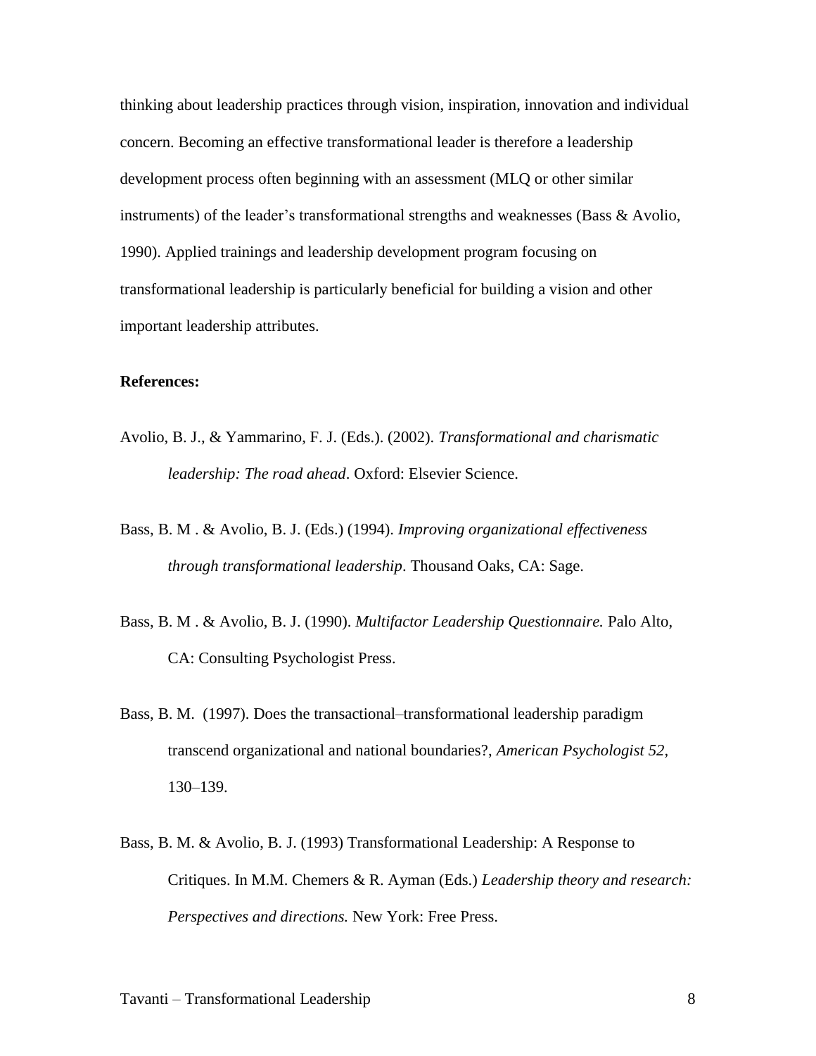thinking about leadership practices through vision, inspiration, innovation and individual concern. Becoming an effective transformational leader is therefore a leadership development process often beginning with an assessment (MLQ or other similar instruments) of the leader's transformational strengths and weaknesses (Bass & Avolio, 1990). Applied trainings and leadership development program focusing on transformational leadership is particularly beneficial for building a vision and other important leadership attributes.

**References:**

Avolio, B. J., & Yammarino, F. J. (Eds.). (2002). *Transformational and charismatic leadership: The road ahead*. Oxford: Elsevier Science.

Bass, B. M . & Avolio, B. J. (Eds.) (1994). *Improving organizational effectiveness through transformational leadership*. Thousand Oaks, CA: Sage.

Bass, B. M . & Avolio, B. J. (1990). *Multifactor Leadership Questionnaire.* Palo Alto, CA: Consulting Psychologist Press.

Bass, B. M. (1997). Does the transactional–transformational leadership paradigm transcend organizational and national boundaries?, *American Psychologist 52*, 130–139.

Bass, B. M. & Avolio, B. J. (1993) Transformational Leadership: A Response to Critiques. In M.M. Chemers & R. Ayman (Eds.) *Leadership theory and research: Perspectives and directions.* New York: Free Press.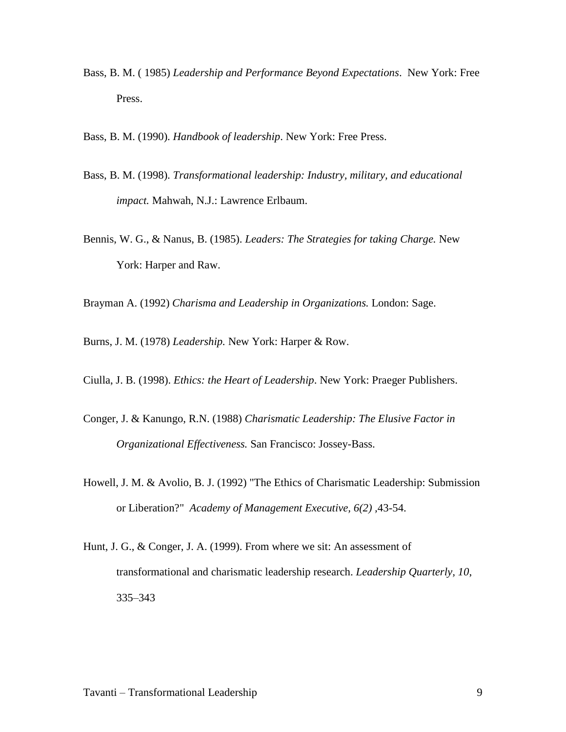Bass, B. M. ( 1985) *Leadership and Performance Beyond Expectations*. New York: Free Press.

Bass, B. M. (1990). *Handbook of leadership*. New York: Free Press.

Bass, B. M. (1998). *Transformational leadership: Industry, military, and educational impact.* Mahwah, N.J.: Lawrence Erlbaum.

Bennis, W. G., & Nanus, B. (1985). *Leaders: The Strategies for taking Charge.* New York: Harper and Raw.

Brayman A. (1992) *Charisma and Leadership in Organizations.* London: Sage.

Burns, J. M. (1978) *Leadership.* New York: Harper & Row.

Ciulla, J. B. (1998). *Ethics: the Heart of Leadership*. New York: Praeger Publishers.

Conger, J. & Kanungo, R.N. (1988) *Charismatic Leadership: The Elusive Factor in Organizational Effectiveness.* San Francisco: Jossey-Bass.

Howell, J. M. & Avolio, B. J. (1992) "The Ethics of Charismatic Leadership: Submission or Liberation?" *Academy of Management Executive, 6(2)* ,43-54.

Hunt, J. G., & Conger, J. A. (1999). From where we sit: An assessment of transformational and charismatic leadership research. *Leadership Quarterly, 10*, 335–343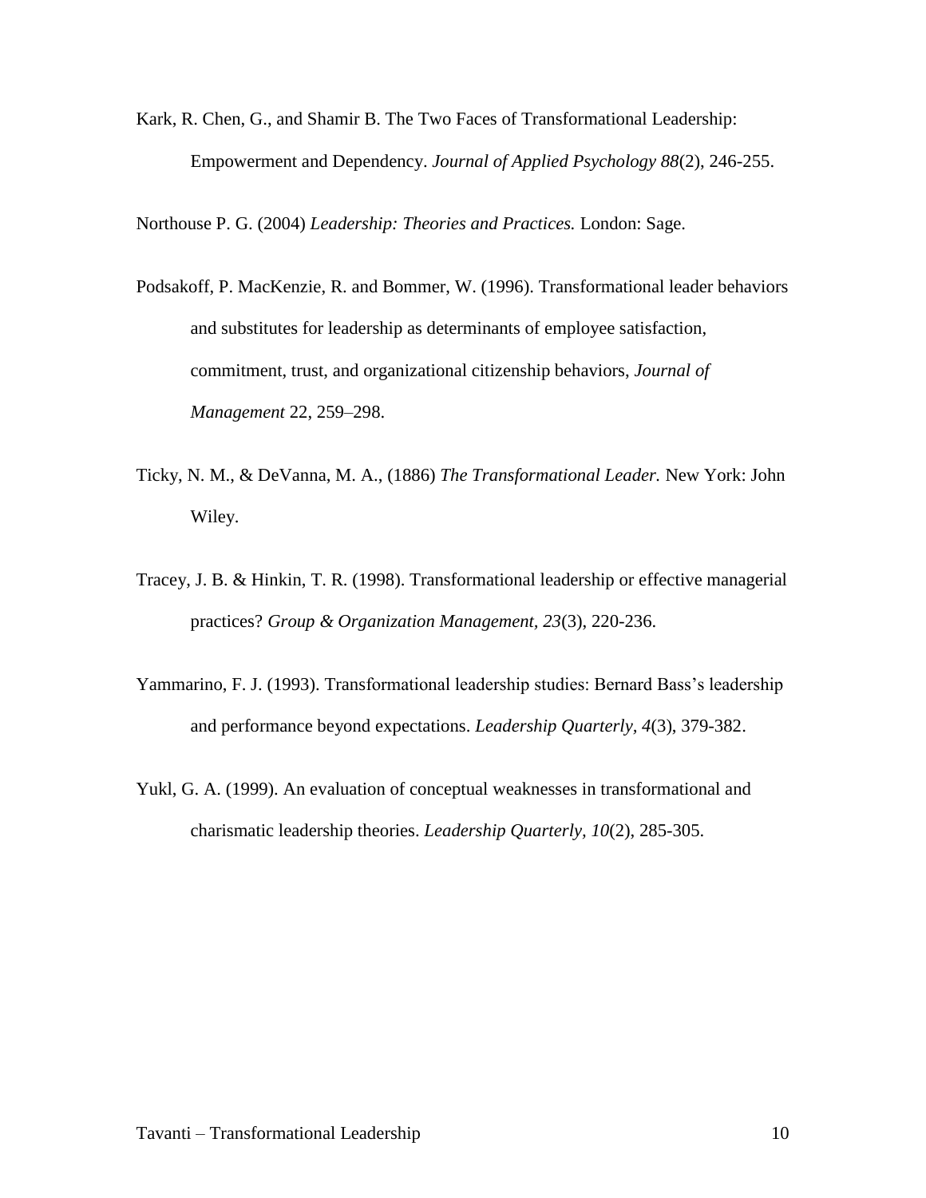Kark, R. Chen, G., and Shamir B. The Two Faces of Transformational Leadership: Empowerment and Dependency. *Journal of Applied Psychology 88*(2), 246-255.

Northouse P. G. (2004) *Leadership: Theories and Practices.* London: Sage.

Podsakoff, P. MacKenzie, R. and Bommer, W. (1996). Transformational leader behaviors and substitutes for leadership as determinants of employee satisfaction, commitment, trust, and organizational citizenship behaviors, *Journal of Management* 22, 259–298.

Ticky, N. M., & DeVanna, M. A., (1886) *The Transformational Leader.* New York: John Wiley.

Tracey, J. B. & Hinkin, T. R. (1998). Transformational leadership or effective managerial practices? *Group & Organization Management, 23*(3), 220-236.

Yammarino, F. J. (1993). Transformational leadership studies: Bernard Bass's leadership and performance beyond expectations. *Leadership Quarterly, 4*(3), 379-382.

Yukl, G. A. (1999). An evaluation of conceptual weaknesses in transformational and charismatic leadership theories. *Leadership Quarterly, 10*(2), 285-305.